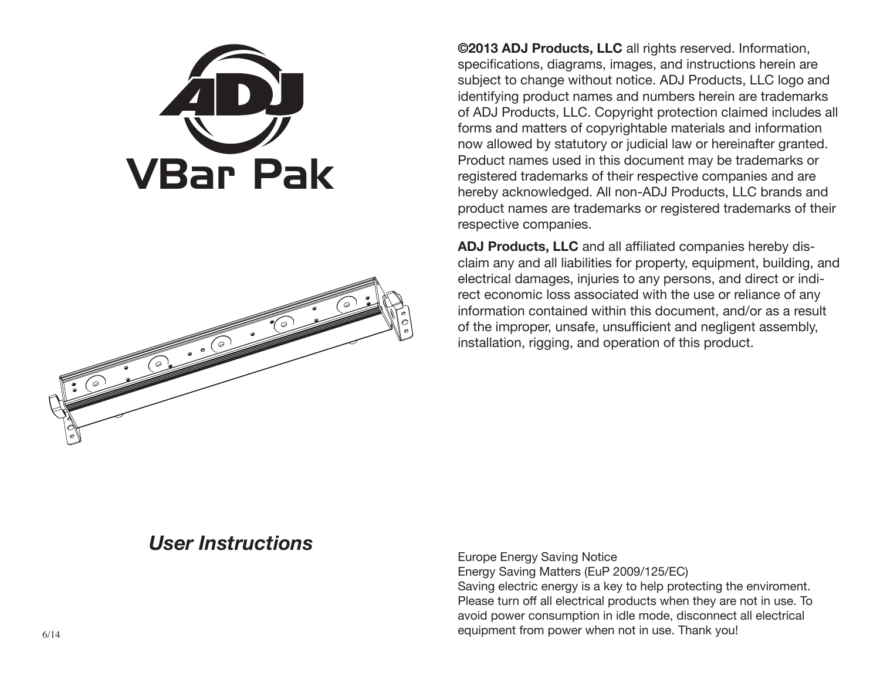# VBar Pak

## *User Instructions*

6/14

**©2013 ADJ Products, LLC** all rights reserved. Information, specifications, diagrams, images, and instructions herein are subject to change without notice. ADJ Products, LLC logo and identifying product names and numbers herein are trademarks of ADJ Products, LLC. Copyright protection claimed includes all forms and matters of copyrightable materials and information now allowed by statutory or judicial law or hereinafter granted. Product names used in this document may be trademarks or registered trademarks of their respective companies and are hereby acknowledged. All non-ADJ Products, LLC brands and product names are trademarks or registered trademarks of their respective companies.

**ADJ Products, LLC** and all affiliated companies hereby disclaim any and all liabilities for property, equipment, building, and electrical damages, injuries to any persons, and direct or indirect economic loss associated with the use or reliance of any information contained within this document, and/or as a result of the improper, unsafe, unsufficient and negligent assembly, installation, rigging, and operation of this product.

Europe Energy Saving Notice
Energy Saving Matters (EuP 2009/125/EC)
Saving electric energy is a key to help protecting the enviroment. Please turn off all electrical products when they are not in use. To avoid power consumption in idle mode, disconnect all electrical equipment from power when not in use. Thank you!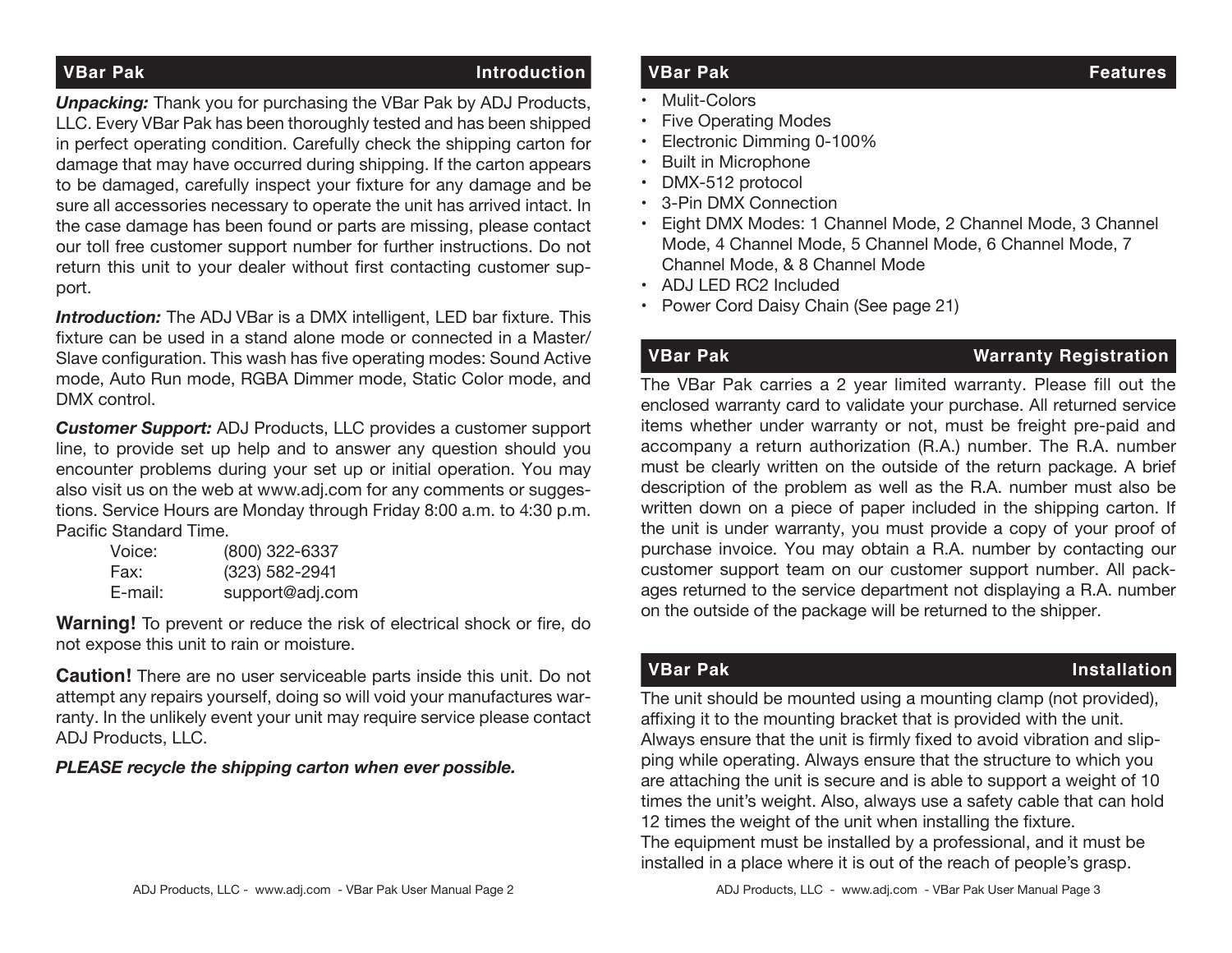## VBar Pak — Introduction

***Unpacking:*** Thank you for purchasing the VBar Pak by ADJ Products, LLC. Every VBar Pak has been thoroughly tested and has been shipped in perfect operating condition. Carefully check the shipping carton for damage that may have occurred during shipping. If the carton appears to be damaged, carefully inspect your fixture for any damage and be sure all accessories necessary to operate the unit has arrived intact. In the case damage has been found or parts are missing, please contact our toll free customer support number for further instructions. Do not return this unit to your dealer without first contacting customer support.

***Introduction:*** The ADJ VBar is a DMX intelligent, LED bar fixture. This fixture can be used in a stand alone mode or connected in a Master/ Slave configuration. This wash has five operating modes: Sound Active mode, Auto Run mode, RGBA Dimmer mode, Static Color mode, and DMX control.

***Customer Support:*** ADJ Products, LLC provides a customer support line, to provide set up help and to answer any question should you encounter problems during your set up or initial operation. You may also visit us on the web at www.adj.com for any comments or suggestions. Service Hours are Monday through Friday 8:00 a.m. to 4:30 p.m. Pacific Standard Time.

Voice: (800) 322-6337
Fax: (323) 582-2941
E-mail: support@adj.com

**Warning!** To prevent or reduce the risk of electrical shock or fire, do not expose this unit to rain or moisture.

**Caution!** There are no user serviceable parts inside this unit. Do not attempt any repairs yourself, doing so will void your manufactures warranty. In the unlikely event your unit may require service please contact ADJ Products, LLC.

***PLEASE recycle the shipping carton when ever possible.***

## VBar Pak — Features

- Mulit-Colors
- Five Operating Modes
- Electronic Dimming 0-100%
- Built in Microphone
- DMX-512 protocol
- 3-Pin DMX Connection
- Eight DMX Modes: 1 Channel Mode, 2 Channel Mode, 3 Channel Mode, 4 Channel Mode, 5 Channel Mode, 6 Channel Mode, 7 Channel Mode, & 8 Channel Mode
- ADJ LED RC2 Included
- Power Cord Daisy Chain (See page 21)

## VBar Pak — Warranty Registration

The VBar Pak carries a 2 year limited warranty. Please fill out the enclosed warranty card to validate your purchase. All returned service items whether under warranty or not, must be freight pre-paid and accompany a return authorization (R.A.) number. The R.A. number must be clearly written on the outside of the return package. A brief description of the problem as well as the R.A. number must also be written down on a piece of paper included in the shipping carton. If the unit is under warranty, you must provide a copy of your proof of purchase invoice. You may obtain a R.A. number by contacting our customer support team on our customer support number. All packages returned to the service department not displaying a R.A. number on the outside of the package will be returned to the shipper.

## VBar Pak — Installation

The unit should be mounted using a mounting clamp (not provided), affixing it to the mounting bracket that is provided with the unit. Always ensure that the unit is firmly fixed to avoid vibration and slipping while operating. Always ensure that the structure to which you are attaching the unit is secure and is able to support a weight of 10 times the unit's weight. Also, always use a safety cable that can hold 12 times the weight of the unit when installing the fixture.
The equipment must be installed by a professional, and it must be installed in a place where it is out of the reach of people's grasp.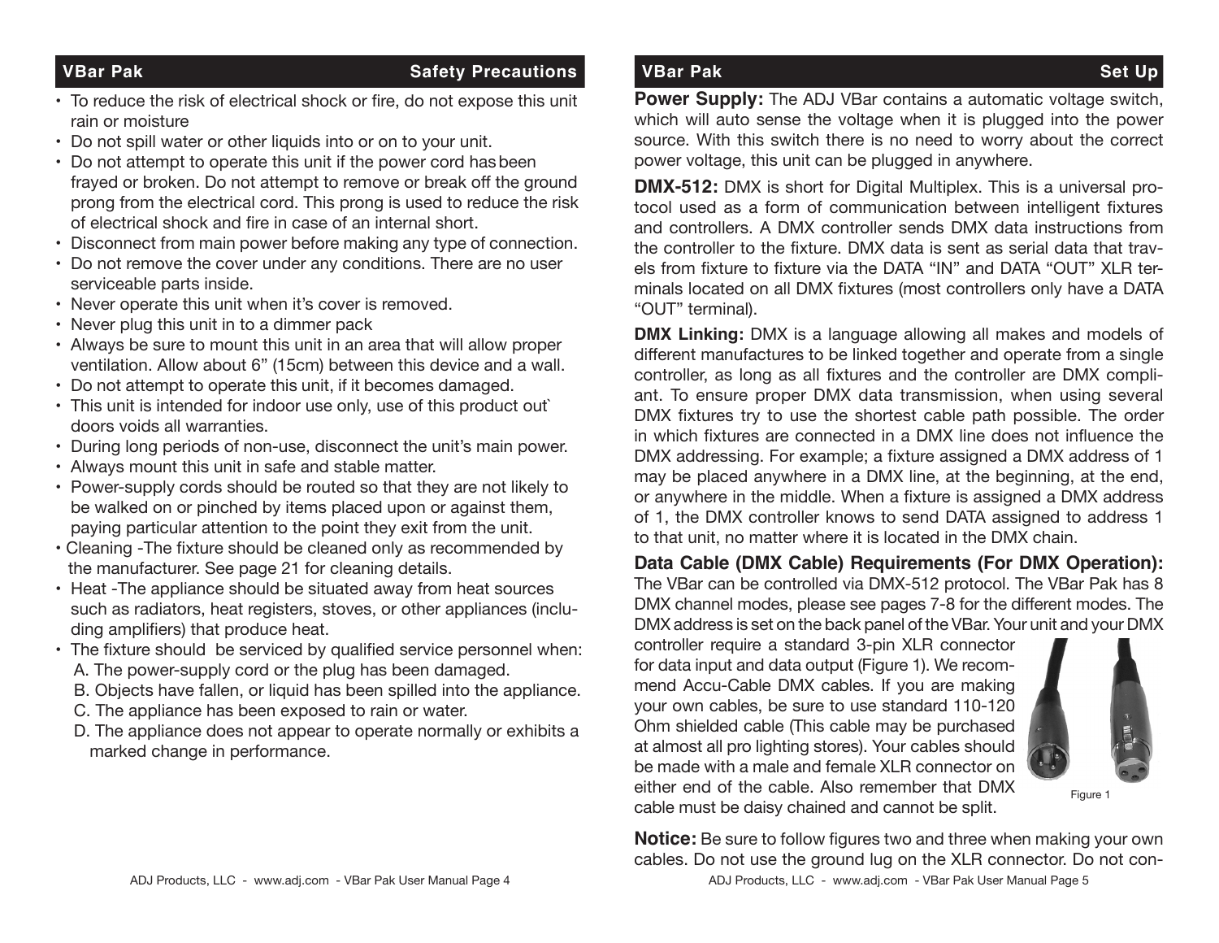## VBar Pak — Safety Precautions

- To reduce the risk of electrical shock or fire, do not expose this unit rain or moisture
- Do not spill water or other liquids into or on to your unit.
- Do not attempt to operate this unit if the power cord has been frayed or broken. Do not attempt to remove or break off the ground prong from the electrical cord. This prong is used to reduce the risk of electrical shock and fire in case of an internal short.
- Disconnect from main power before making any type of connection.
- Do not remove the cover under any conditions. There are no user serviceable parts inside.
- Never operate this unit when it's cover is removed.
- Never plug this unit in to a dimmer pack
- Always be sure to mount this unit in an area that will allow proper ventilation. Allow about 6" (15cm) between this device and a wall.
- Do not attempt to operate this unit, if it becomes damaged.
- This unit is intended for indoor use only, use of this product out` doors voids all warranties.
- During long periods of non-use, disconnect the unit's main power.
- Always mount this unit in safe and stable matter.
- Power-supply cords should be routed so that they are not likely to be walked on or pinched by items placed upon or against them, paying particular attention to the point they exit from the unit.
- Cleaning -The fixture should be cleaned only as recommended by the manufacturer. See page 21 for cleaning details.
- Heat -The appliance should be situated away from heat sources such as radiators, heat registers, stoves, or other appliances (including amplifiers) that produce heat.
- The fixture should be serviced by qualified service personnel when:
  A. The power-supply cord or the plug has been damaged.
  B. Objects have fallen, or liquid has been spilled into the appliance.
  C. The appliance has been exposed to rain or water.
  D. The appliance does not appear to operate normally or exhibits a marked change in performance.

## VBar Pak — Set Up

**Power Supply:** The ADJ VBar contains a automatic voltage switch, which will auto sense the voltage when it is plugged into the power source. With this switch there is no need to worry about the correct power voltage, this unit can be plugged in anywhere.

**DMX-512:** DMX is short for Digital Multiplex. This is a universal protocol used as a form of communication between intelligent fixtures and controllers. A DMX controller sends DMX data instructions from the controller to the fixture. DMX data is sent as serial data that travels from fixture to fixture via the DATA "IN" and DATA "OUT" XLR terminals located on all DMX fixtures (most controllers only have a DATA "OUT" terminal).

**DMX Linking:** DMX is a language allowing all makes and models of different manufactures to be linked together and operate from a single controller, as long as all fixtures and the controller are DMX compliant. To ensure proper DMX data transmission, when using several DMX fixtures try to use the shortest cable path possible. The order in which fixtures are connected in a DMX line does not influence the DMX addressing. For example; a fixture assigned a DMX address of 1 may be placed anywhere in a DMX line, at the beginning, at the end, or anywhere in the middle. When a fixture is assigned a DMX address of 1, the DMX controller knows to send DATA assigned to address 1 to that unit, no matter where it is located in the DMX chain.

**Data Cable (DMX Cable) Requirements (For DMX Operation):** The VBar can be controlled via DMX-512 protocol. The VBar Pak has 8 DMX channel modes, please see pages 7-8 for the different modes. The DMX address is set on the back panel of the VBar. Your unit and your DMX controller require a standard 3-pin XLR connector for data input and data output (Figure 1). We recommend Accu-Cable DMX cables. If you are making your own cables, be sure to use standard 110-120 Ohm shielded cable (This cable may be purchased at almost all pro lighting stores). Your cables should be made with a male and female XLR connector on either end of the cable. Also remember that DMX cable must be daisy chained and cannot be split.

Figure 1

**Notice:** Be sure to follow figures two and three when making your own cables. Do not use the ground lug on the XLR connector. Do not con-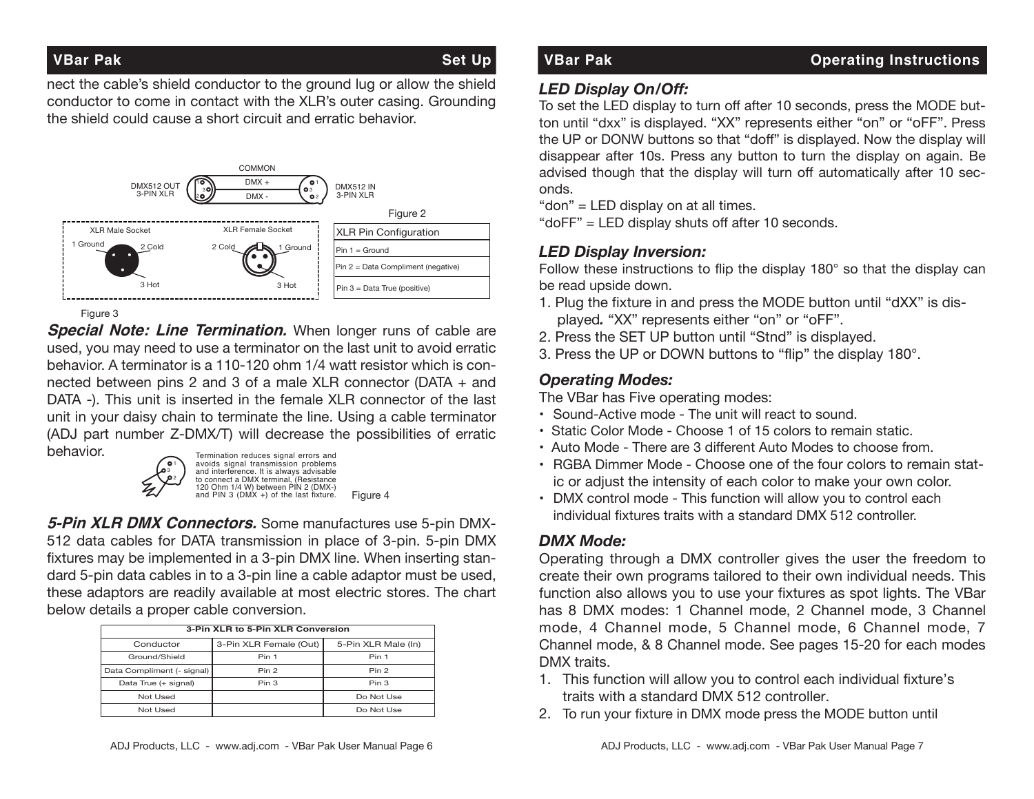nect the cable's shield conductor to the ground lug or allow the shield conductor to come in contact with the XLR's outer casing. Grounding the shield could cause a short circuit and erratic behavior.

Figure 2

| XLR Pin Configuration |
|---|
| Pin 1 = Ground |
| Pin 2 = Data Compliment (negative) |
| Pin 3 = Data True (positive) |

Figure 3

***Special Note: Line Termination.*** When longer runs of cable are used, you may need to use a terminator on the last unit to avoid erratic behavior. A terminator is a 110-120 ohm 1/4 watt resistor which is connected between pins 2 and 3 of a male XLR connector (DATA + and DATA -). This unit is inserted in the female XLR connector of the last unit in your daisy chain to terminate the line. Using a cable terminator (ADJ part number Z-DMX/T) will decrease the possibilities of erratic behavior.

Termination reduces signal errors and avoids signal transmission problems and interference. It is always advisable to connect a DMX terminal, (Resistance 120 Ohm 1/4 W) between PIN 2 (DMX-) and PIN 3 (DMX +) of the last fixture.

Figure 4

***5-Pin XLR DMX Connectors.*** Some manufactures use 5-pin DMX-512 data cables for DATA transmission in place of 3-pin. 5-pin DMX fixtures may be implemented in a 3-pin DMX line. When inserting standard 5-pin data cables in to a 3-pin line a cable adaptor must be used, these adaptors are readily available at most electric stores. The chart below details a proper cable conversion.

| 3-Pin XLR to 5-Pin XLR Conversion | | |
|---|---|---|
| Conductor | 3-Pin XLR Female (Out) | 5-Pin XLR Male (In) |
| Ground/Shield | Pin 1 | Pin 1 |
| Data Compliment (- signal) | Pin 2 | Pin 2 |
| Data True (+ signal) | Pin 3 | Pin 3 |
| Not Used | | Do Not Use |
| Not Used | | Do Not Use |

### *LED Display On/Off:*

To set the LED display to turn off after 10 seconds, press the MODE button until "dxx" is displayed. "XX" represents either "on" or "oFF". Press the UP or DONW buttons so that "doff" is displayed. Now the display will disappear after 10s. Press any button to turn the display on again. Be advised though that the display will turn off automatically after 10 seconds.

"don" = LED display on at all times.

"doFF" = LED display shuts off after 10 seconds.

### *LED Display Inversion:*

Follow these instructions to flip the display 180° so that the display can be read upside down.

1. Plug the fixture in and press the MODE button until "dXX" is displayed. "XX" represents either "on" or "oFF".
2. Press the SET UP button until "Stnd" is displayed.
3. Press the UP or DOWN buttons to "flip" the display 180°.

### *Operating Modes:*

The VBar has Five operating modes:

- Sound-Active mode - The unit will react to sound.
- Static Color Mode - Choose 1 of 15 colors to remain static.
- Auto Mode - There are 3 different Auto Modes to choose from.
- RGBA Dimmer Mode - Choose one of the four colors to remain static or adjust the intensity of each color to make your own color.
- DMX control mode - This function will allow you to control each individual fixtures traits with a standard DMX 512 controller.

### *DMX Mode:*

Operating through a DMX controller gives the user the freedom to create their own programs tailored to their own individual needs. This function also allows you to use your fixtures as spot lights. The VBar has 8 DMX modes: 1 Channel mode, 2 Channel mode, 3 Channel mode, 4 Channel mode, 5 Channel mode, 6 Channel mode, 7 Channel mode, & 8 Channel mode. See pages 15-20 for each modes DMX traits.

1. This function will allow you to control each individual fixture's traits with a standard DMX 512 controller.
2. To run your fixture in DMX mode press the MODE button until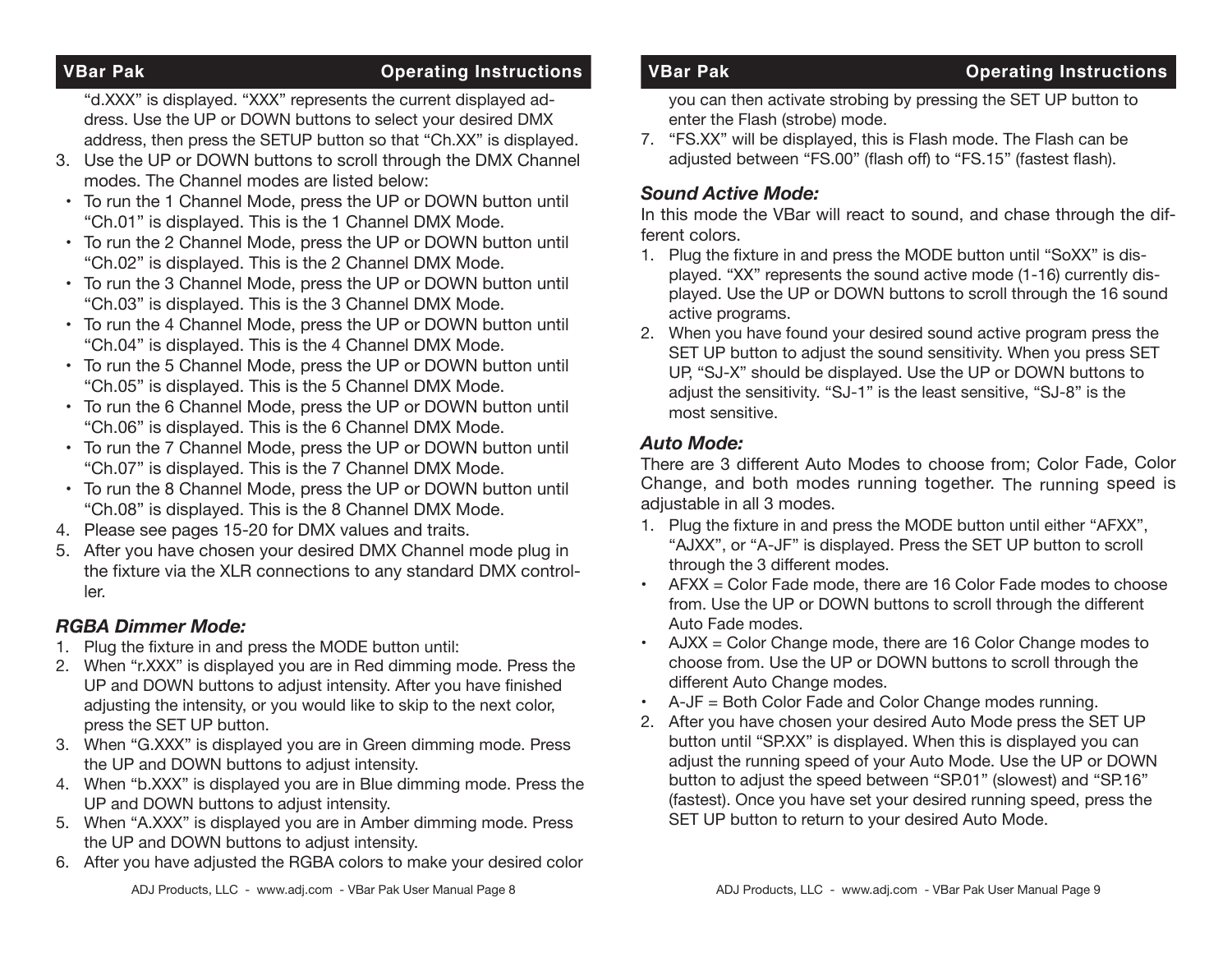"d.XXX" is displayed. "XXX" represents the current displayed address. Use the UP or DOWN buttons to select your desired DMX address, then press the SETUP button so that "Ch.XX" is displayed.

3. Use the UP or DOWN buttons to scroll through the DMX Channel modes. The Channel modes are listed below:
   - To run the 1 Channel Mode, press the UP or DOWN button until "Ch.01" is displayed. This is the 1 Channel DMX Mode.
   - To run the 2 Channel Mode, press the UP or DOWN button until "Ch.02" is displayed. This is the 2 Channel DMX Mode.
   - To run the 3 Channel Mode, press the UP or DOWN button until "Ch.03" is displayed. This is the 3 Channel DMX Mode.
   - To run the 4 Channel Mode, press the UP or DOWN button until "Ch.04" is displayed. This is the 4 Channel DMX Mode.
   - To run the 5 Channel Mode, press the UP or DOWN button until "Ch.05" is displayed. This is the 5 Channel DMX Mode.
   - To run the 6 Channel Mode, press the UP or DOWN button until "Ch.06" is displayed. This is the 6 Channel DMX Mode.
   - To run the 7 Channel Mode, press the UP or DOWN button until "Ch.07" is displayed. This is the 7 Channel DMX Mode.
   - To run the 8 Channel Mode, press the UP or DOWN button until "Ch.08" is displayed. This is the 8 Channel DMX Mode.
4. Please see pages 15-20 for DMX values and traits.
5. After you have chosen your desired DMX Channel mode plug in the fixture via the XLR connections to any standard DMX controller.

### *RGBA Dimmer Mode:*

1. Plug the fixture in and press the MODE button until:
2. When "r.XXX" is displayed you are in Red dimming mode. Press the UP and DOWN buttons to adjust intensity. After you have finished adjusting the intensity, or you would like to skip to the next color, press the SET UP button.
3. When "G.XXX" is displayed you are in Green dimming mode. Press the UP and DOWN buttons to adjust intensity.
4. When "b.XXX" is displayed you are in Blue dimming mode. Press the UP and DOWN buttons to adjust intensity.
5. When "A.XXX" is displayed you are in Amber dimming mode. Press the UP and DOWN buttons to adjust intensity.
6. After you have adjusted the RGBA colors to make your desired color you can then activate strobing by pressing the SET UP button to enter the Flash (strobe) mode.
7. "FS.XX" will be displayed, this is Flash mode. The Flash can be adjusted between "FS.00" (flash off) to "FS.15" (fastest flash).

### *Sound Active Mode:*

In this mode the VBar will react to sound, and chase through the different colors.

1. Plug the fixture in and press the MODE button until "SoXX" is displayed. "XX" represents the sound active mode (1-16) currently displayed. Use the UP or DOWN buttons to scroll through the 16 sound active programs.
2. When you have found your desired sound active program press the SET UP button to adjust the sound sensitivity. When you press SET UP, "SJ-X" should be displayed. Use the UP or DOWN buttons to adjust the sensitivity. "SJ-1" is the least sensitive, "SJ-8" is the most sensitive.

### *Auto Mode:*

There are 3 different Auto Modes to choose from; Color Fade, Color Change, and both modes running together. The running speed is adjustable in all 3 modes.

1. Plug the fixture in and press the MODE button until either "AFXX", "AJXX", or "A-JF" is displayed. Press the SET UP button to scroll through the 3 different modes.
   - AFXX = Color Fade mode, there are 16 Color Fade modes to choose from. Use the UP or DOWN buttons to scroll through the different Auto Fade modes.
   - AJXX = Color Change mode, there are 16 Color Change modes to choose from. Use the UP or DOWN buttons to scroll through the different Auto Change modes.
   - A-JF = Both Color Fade and Color Change modes running.
2. After you have chosen your desired Auto Mode press the SET UP button until "SP.XX" is displayed. When this is displayed you can adjust the running speed of your Auto Mode. Use the UP or DOWN button to adjust the speed between "SP.01" (slowest) and "SP.16" (fastest). Once you have set your desired running speed, press the SET UP button to return to your desired Auto Mode.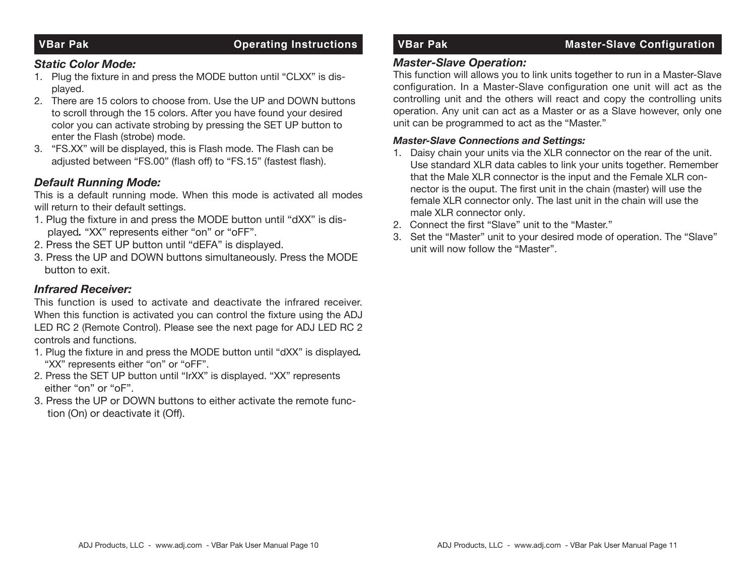## VBar Pak — Operating Instructions

### *Static Color Mode:*

1. Plug the fixture in and press the MODE button until "CLXX" is displayed.
2. There are 15 colors to choose from. Use the UP and DOWN buttons to scroll through the 15 colors. After you have found your desired color you can activate strobing by pressing the SET UP button to enter the Flash (strobe) mode.
3. "FS.XX" will be displayed, this is Flash mode. The Flash can be adjusted between "FS.00" (flash off) to "FS.15" (fastest flash).

### *Default Running Mode:*

This is a default running mode. When this mode is activated all modes will return to their default settings.

1. Plug the fixture in and press the MODE button until "dXX" is displayed. "XX" represents either "on" or "oFF".
2. Press the SET UP button until "dEFA" is displayed.
3. Press the UP and DOWN buttons simultaneously. Press the MODE button to exit.

### *Infrared Receiver:*

This function is used to activate and deactivate the infrared receiver. When this function is activated you can control the fixture using the ADJ LED RC 2 (Remote Control). Please see the next page for ADJ LED RC 2 controls and functions.

1. Plug the fixture in and press the MODE button until "dXX" is displayed. "XX" represents either "on" or "oFF".
2. Press the SET UP button until "IrXX" is displayed. "XX" represents either "on" or "oF".
3. Press the UP or DOWN buttons to either activate the remote function (On) or deactivate it (Off).

## VBar Pak — Master-Slave Configuration

### *Master-Slave Operation:*

This function will allows you to link units together to run in a Master-Slave configuration. In a Master-Slave configuration one unit will act as the controlling unit and the others will react and copy the controlling units operation. Any unit can act as a Master or as a Slave however, only one unit can be programmed to act as the "Master."

#### *Master-Slave Connections and Settings:*

1. Daisy chain your units via the XLR connector on the rear of the unit. Use standard XLR data cables to link your units together. Remember that the Male XLR connector is the input and the Female XLR connector is the ouput. The first unit in the chain (master) will use the female XLR connector only. The last unit in the chain will use the male XLR connector only.
2. Connect the first "Slave" unit to the "Master."
3. Set the "Master" unit to your desired mode of operation. The "Slave" unit will now follow the "Master".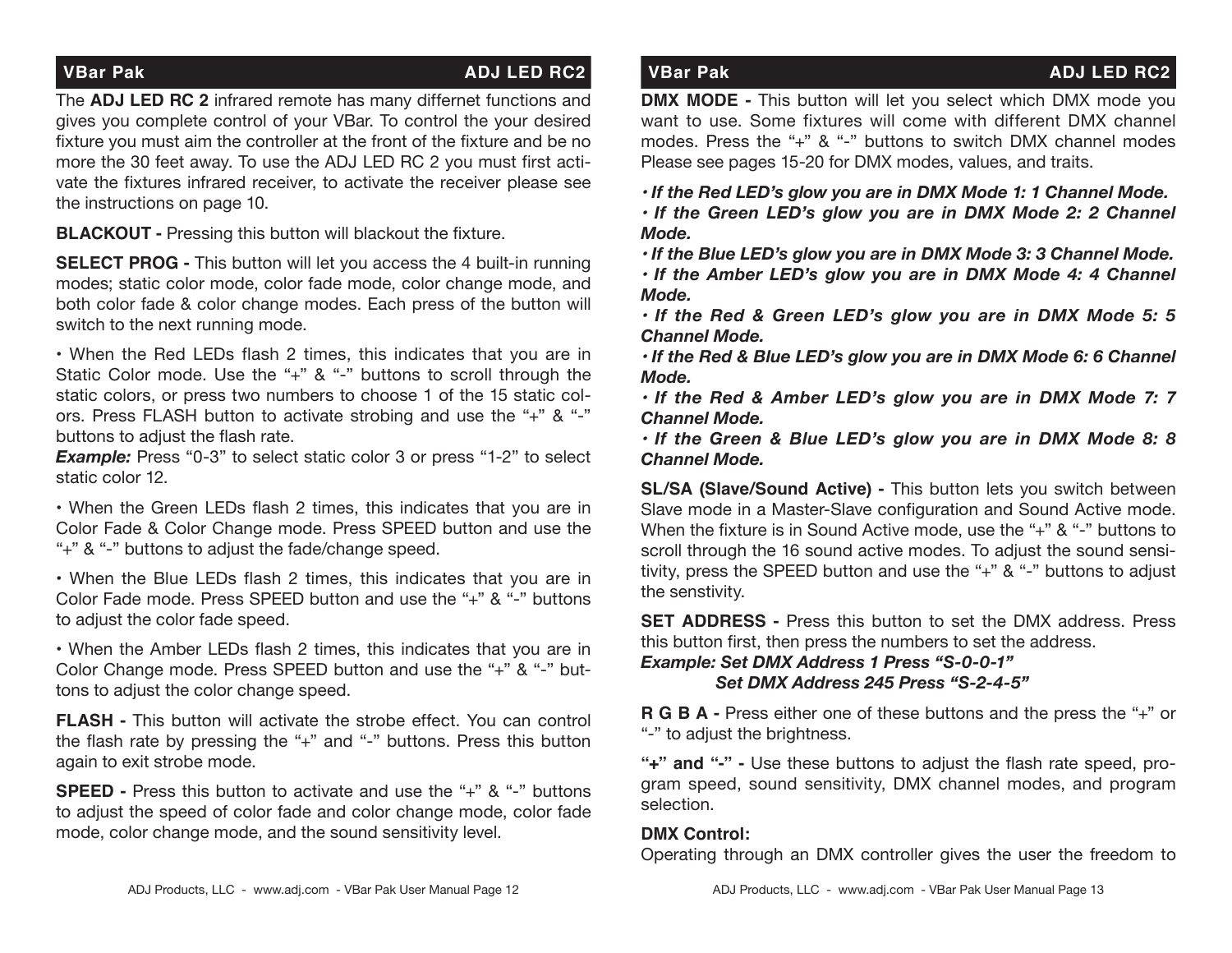The **ADJ LED RC 2** infrared remote has many differnet functions and gives you complete control of your VBar. To control the your desired fixture you must aim the controller at the front of the fixture and be no more the 30 feet away. To use the ADJ LED RC 2 you must first activate the fixtures infrared receiver, to activate the receiver please see the instructions on page 10.

**BLACKOUT -** Pressing this button will blackout the fixture.

**SELECT PROG -** This button will let you access the 4 built-in running modes; static color mode, color fade mode, color change mode, and both color fade & color change modes. Each press of the button will switch to the next running mode.

• When the Red LEDs flash 2 times, this indicates that you are in Static Color mode. Use the "+" & "-" buttons to scroll through the static colors, or press two numbers to choose 1 of the 15 static colors. Press FLASH button to activate strobing and use the "+" & "-" buttons to adjust the flash rate.
***Example:*** Press "0-3" to select static color 3 or press "1-2" to select static color 12.

• When the Green LEDs flash 2 times, this indicates that you are in Color Fade & Color Change mode. Press SPEED button and use the "+" & "-" buttons to adjust the fade/change speed.

• When the Blue LEDs flash 2 times, this indicates that you are in Color Fade mode. Press SPEED button and use the "+" & "-" buttons to adjust the color fade speed.

• When the Amber LEDs flash 2 times, this indicates that you are in Color Change mode. Press SPEED button and use the "+" & "-" buttons to adjust the color change speed.

**FLASH -** This button will activate the strobe effect. You can control the flash rate by pressing the "+" and "-" buttons. Press this button again to exit strobe mode.

**SPEED -** Press this button to activate and use the "+" & "-" buttons to adjust the speed of color fade and color change mode, color fade mode, color change mode, and the sound sensitivity level.

**DMX MODE -** This button will let you select which DMX mode you want to use. Some fixtures will come with different DMX channel modes. Press the "+" & "-" buttons to switch DMX channel modes Please see pages 15-20 for DMX modes, values, and traits.

***• If the Red LED's glow you are in DMX Mode 1: 1 Channel Mode.***
***• If the Green LED's glow you are in DMX Mode 2: 2 Channel Mode.***
***• If the Blue LED's glow you are in DMX Mode 3: 3 Channel Mode.***
***• If the Amber LED's glow you are in DMX Mode 4: 4 Channel Mode.***
***• If the Red & Green LED's glow you are in DMX Mode 5: 5 Channel Mode.***
***• If the Red & Blue LED's glow you are in DMX Mode 6: 6 Channel Mode.***
***• If the Red & Amber LED's glow you are in DMX Mode 7: 7 Channel Mode.***
***• If the Green & Blue LED's glow you are in DMX Mode 8: 8 Channel Mode.***

**SL/SA (Slave/Sound Active) -** This button lets you switch between Slave mode in a Master-Slave configuration and Sound Active mode. When the fixture is in Sound Active mode, use the "+" & "-" buttons to scroll through the 16 sound active modes. To adjust the sound sensitivity, press the SPEED button and use the "+" & "-" buttons to adjust the senstivity.

**SET ADDRESS -** Press this button to set the DMX address. Press this button first, then press the numbers to set the address.
***Example: Set DMX Address 1 Press "S-0-0-1"***
***Set DMX Address 245 Press "S-2-4-5"***

**R G B A -** Press either one of these buttons and the press the "+" or "-" to adjust the brightness.

**"+" and "-" -** Use these buttons to adjust the flash rate speed, program speed, sound sensitivity, DMX channel modes, and program selection.

**DMX Control:**
Operating through an DMX controller gives the user the freedom to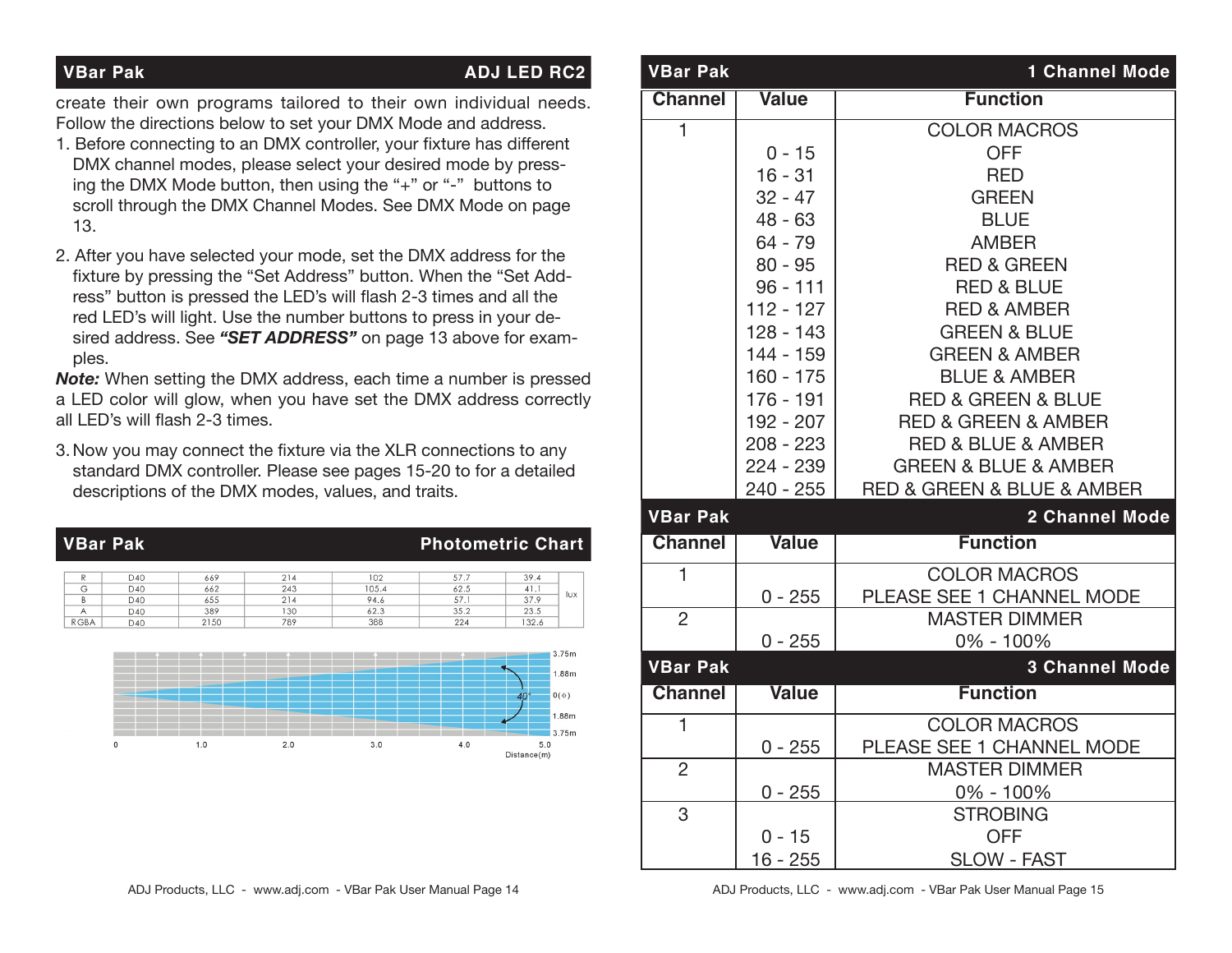## VBar Pak — ADJ LED RC2

create their own programs tailored to their own individual needs. Follow the directions below to set your DMX Mode and address.

1. Before connecting to an DMX controller, your fixture has different DMX channel modes, please select your desired mode by pressing the DMX Mode button, then using the "+" or "-" buttons to scroll through the DMX Channel Modes. See DMX Mode on page 13.

2. After you have selected your mode, set the DMX address for the fixture by pressing the "Set Address" button. When the "Set Address" button is pressed the LED's will flash 2-3 times and all the red LED's will light. Use the number buttons to press in your desired address. See ***"SET ADDRESS"*** on page 13 above for examples.

***Note:*** When setting the DMX address, each time a number is pressed a LED color will glow, when you have set the DMX address correctly all LED's will flash 2-3 times.

3. Now you may connect the fixture via the XLR connections to any standard DMX controller. Please see pages 15-20 to for a detailed descriptions of the DMX modes, values, and traits.

## VBar Pak — Photometric Chart

| | | | | | | | |
|---|---|---|---|---|---|---|---|
| R | D40 | 669 | 214 | 102 | 57.7 | 39.4 | lux |
| G | D40 | 662 | 243 | 105.4 | 62.5 | 41.1 | |
| B | D40 | 655 | 214 | 94.6 | 57.1 | 37.9 | |
| A | D40 | 389 | 130 | 62.3 | 35.2 | 23.5 | |
| RGBA | D40 | 2150 | 789 | 388 | 224 | 132.6 | |

Beam angle 40°; width at 5.0 m: 3.75m / 1.88m / 0(Φ) / 1.88m / 3.75m; Distance(m): 0, 1.0, 2.0, 3.0, 4.0, 5.0

## VBar Pak — 1 Channel Mode

| Channel | Value | Function |
|---|---|---|
| 1 | | COLOR MACROS |
| | 0 - 15 | OFF |
| | 16 - 31 | RED |
| | 32 - 47 | GREEN |
| | 48 - 63 | BLUE |
| | 64 - 79 | AMBER |
| | 80 - 95 | RED & GREEN |
| | 96 - 111 | RED & BLUE |
| | 112 - 127 | RED & AMBER |
| | 128 - 143 | GREEN & BLUE |
| | 144 - 159 | GREEN & AMBER |
| | 160 - 175 | BLUE & AMBER |
| | 176 - 191 | RED & GREEN & BLUE |
| | 192 - 207 | RED & GREEN & AMBER |
| | 208 - 223 | RED & BLUE & AMBER |
| | 224 - 239 | GREEN & BLUE & AMBER |
| | 240 - 255 | RED & GREEN & BLUE & AMBER |

## VBar Pak — 2 Channel Mode

| Channel | Value | Function |
|---|---|---|
| 1 | | COLOR MACROS |
| | 0 - 255 | PLEASE SEE 1 CHANNEL MODE |
| 2 | | MASTER DIMMER |
| | 0 - 255 | 0% - 100% |

## VBar Pak — 3 Channel Mode

| Channel | Value | Function |
|---|---|---|
| 1 | | COLOR MACROS |
| | 0 - 255 | PLEASE SEE 1 CHANNEL MODE |
| 2 | | MASTER DIMMER |
| | 0 - 255 | 0% - 100% |
| 3 | | STROBING |
| | 0 - 15 | OFF |
| | 16 - 255 | SLOW - FAST |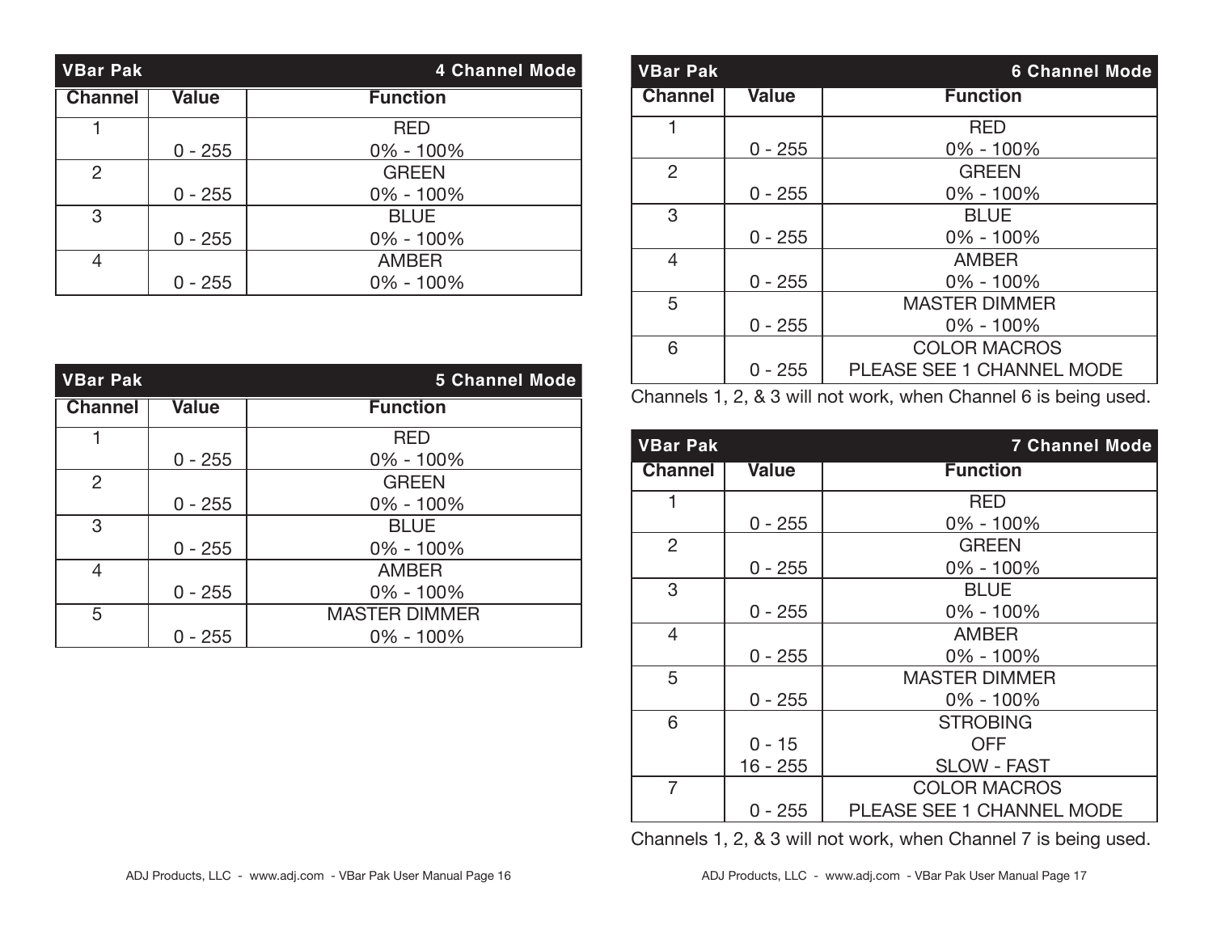| VBar Pak | | 4 Channel Mode |
|---|---|---|
| **Channel** | **Value** | **Function** |
| 1 | | RED |
| | 0 - 255 | 0% - 100% |
| 2 | | GREEN |
| | 0 - 255 | 0% - 100% |
| 3 | | BLUE |
| | 0 - 255 | 0% - 100% |
| 4 | | AMBER |
| | 0 - 255 | 0% - 100% |

| VBar Pak | | 5 Channel Mode |
|---|---|---|
| **Channel** | **Value** | **Function** |
| 1 | | RED |
| | 0 - 255 | 0% - 100% |
| 2 | | GREEN |
| | 0 - 255 | 0% - 100% |
| 3 | | BLUE |
| | 0 - 255 | 0% - 100% |
| 4 | | AMBER |
| | 0 - 255 | 0% - 100% |
| 5 | | MASTER DIMMER |
| | 0 - 255 | 0% - 100% |

| VBar Pak | | 6 Channel Mode |
|---|---|---|
| **Channel** | **Value** | **Function** |
| 1 | | RED |
| | 0 - 255 | 0% - 100% |
| 2 | | GREEN |
| | 0 - 255 | 0% - 100% |
| 3 | | BLUE |
| | 0 - 255 | 0% - 100% |
| 4 | | AMBER |
| | 0 - 255 | 0% - 100% |
| 5 | | MASTER DIMMER |
| | 0 - 255 | 0% - 100% |
| 6 | | COLOR MACROS |
| | 0 - 255 | PLEASE SEE 1 CHANNEL MODE |

Channels 1, 2, & 3 will not work, when Channel 6 is being used.

| VBar Pak | | 7 Channel Mode |
|---|---|---|
| **Channel** | **Value** | **Function** |
| 1 | | RED |
| | 0 - 255 | 0% - 100% |
| 2 | | GREEN |
| | 0 - 255 | 0% - 100% |
| 3 | | BLUE |
| | 0 - 255 | 0% - 100% |
| 4 | | AMBER |
| | 0 - 255 | 0% - 100% |
| 5 | | MASTER DIMMER |
| | 0 - 255 | 0% - 100% |
| 6 | | STROBING |
| | 0 - 15 | OFF |
| | 16 - 255 | SLOW - FAST |
| 7 | | COLOR MACROS |
| | 0 - 255 | PLEASE SEE 1 CHANNEL MODE |

Channels 1, 2, & 3 will not work, when Channel 7 is being used.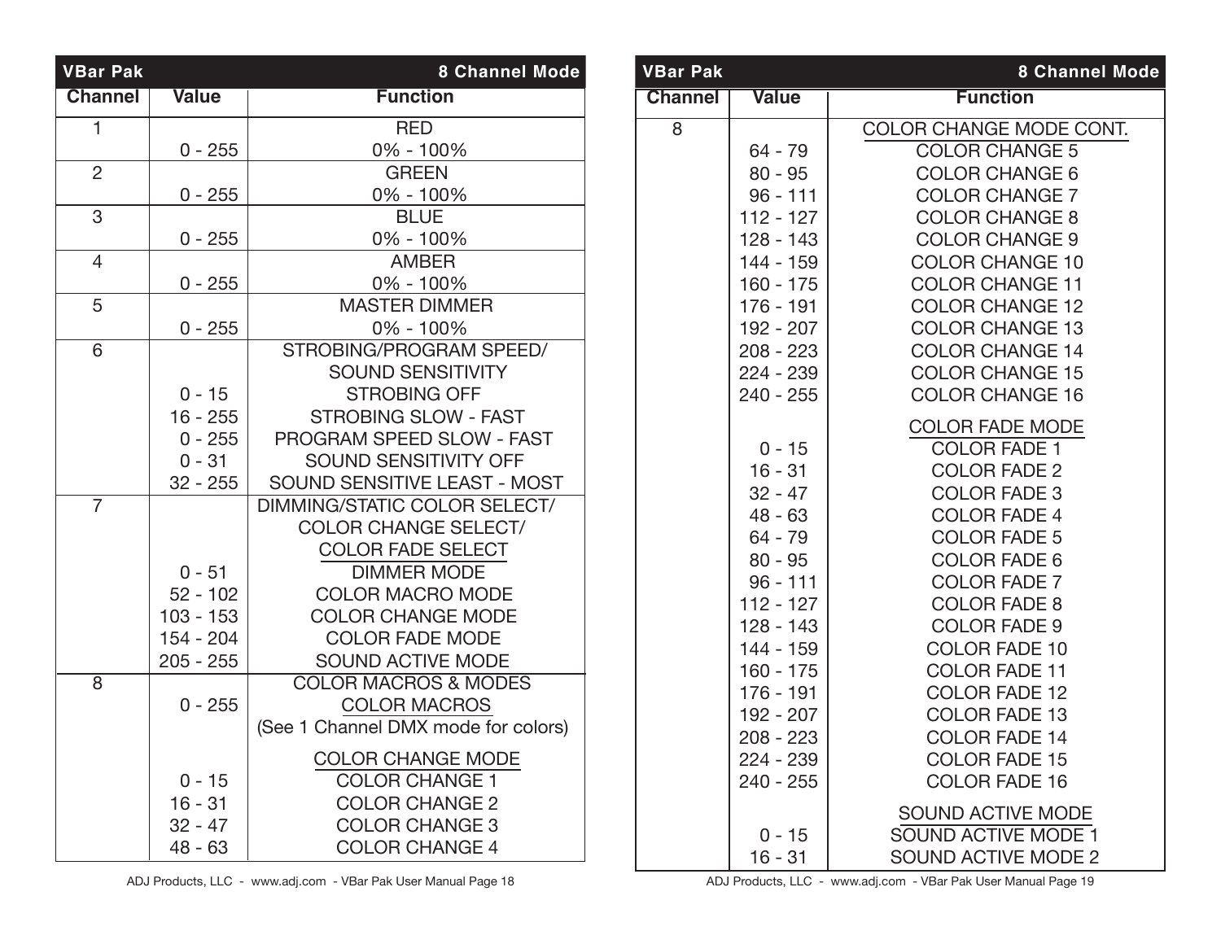| VBar Pak | | 8 Channel Mode |
|---|---|---|
| **Channel** | **Value** | **Function** |
| 1 | | RED |
| | 0 - 255 | 0% - 100% |
| 2 | | GREEN |
| | 0 - 255 | 0% - 100% |
| 3 | | BLUE |
| | 0 - 255 | 0% - 100% |
| 4 | | AMBER |
| | 0 - 255 | 0% - 100% |
| 5 | | MASTER DIMMER |
| | 0 - 255 | 0% - 100% |
| 6 | | STROBING/PROGRAM SPEED/ SOUND SENSITIVITY |
| | 0 - 15 | STROBING OFF |
| | 16 - 255 | STROBING SLOW - FAST |
| | 0 - 255 | PROGRAM SPEED SLOW - FAST |
| | 0 - 31 | SOUND SENSITIVITY OFF |
| | 32 - 255 | SOUND SENSITIVE LEAST - MOST |
| 7 | | DIMMING/STATIC COLOR SELECT/ COLOR CHANGE SELECT/ COLOR FADE SELECT |
| | 0 - 51 | DIMMER MODE |
| | 52 - 102 | COLOR MACRO MODE |
| | 103 - 153 | COLOR CHANGE MODE |
| | 154 - 204 | COLOR FADE MODE |
| | 205 - 255 | SOUND ACTIVE MODE |
| 8 | | COLOR MACROS & MODES |
| | 0 - 255 | COLOR MACROS |
| | | (See 1 Channel DMX mode for colors) |
| | | COLOR CHANGE MODE |
| | 0 - 15 | COLOR CHANGE 1 |
| | 16 - 31 | COLOR CHANGE 2 |
| | 32 - 47 | COLOR CHANGE 3 |
| | 48 - 63 | COLOR CHANGE 4 |

| VBar Pak | | 8 Channel Mode |
|---|---|---|
| **Channel** | **Value** | **Function** |
| 8 | | COLOR CHANGE MODE CONT. |
| | 64 - 79 | COLOR CHANGE 5 |
| | 80 - 95 | COLOR CHANGE 6 |
| | 96 - 111 | COLOR CHANGE 7 |
| | 112 - 127 | COLOR CHANGE 8 |
| | 128 - 143 | COLOR CHANGE 9 |
| | 144 - 159 | COLOR CHANGE 10 |
| | 160 - 175 | COLOR CHANGE 11 |
| | 176 - 191 | COLOR CHANGE 12 |
| | 192 - 207 | COLOR CHANGE 13 |
| | 208 - 223 | COLOR CHANGE 14 |
| | 224 - 239 | COLOR CHANGE 15 |
| | 240 - 255 | COLOR CHANGE 16 |
| | | COLOR FADE MODE |
| | 0 - 15 | COLOR FADE 1 |
| | 16 - 31 | COLOR FADE 2 |
| | 32 - 47 | COLOR FADE 3 |
| | 48 - 63 | COLOR FADE 4 |
| | 64 - 79 | COLOR FADE 5 |
| | 80 - 95 | COLOR FADE 6 |
| | 96 - 111 | COLOR FADE 7 |
| | 112 - 127 | COLOR FADE 8 |
| | 128 - 143 | COLOR FADE 9 |
| | 144 - 159 | COLOR FADE 10 |
| | 160 - 175 | COLOR FADE 11 |
| | 176 - 191 | COLOR FADE 12 |
| | 192 - 207 | COLOR FADE 13 |
| | 208 - 223 | COLOR FADE 14 |
| | 224 - 239 | COLOR FADE 15 |
| | 240 - 255 | COLOR FADE 16 |
| | | SOUND ACTIVE MODE |
| | 0 - 15 | SOUND ACTIVE MODE 1 |
| | 16 - 31 | SOUND ACTIVE MODE 2 |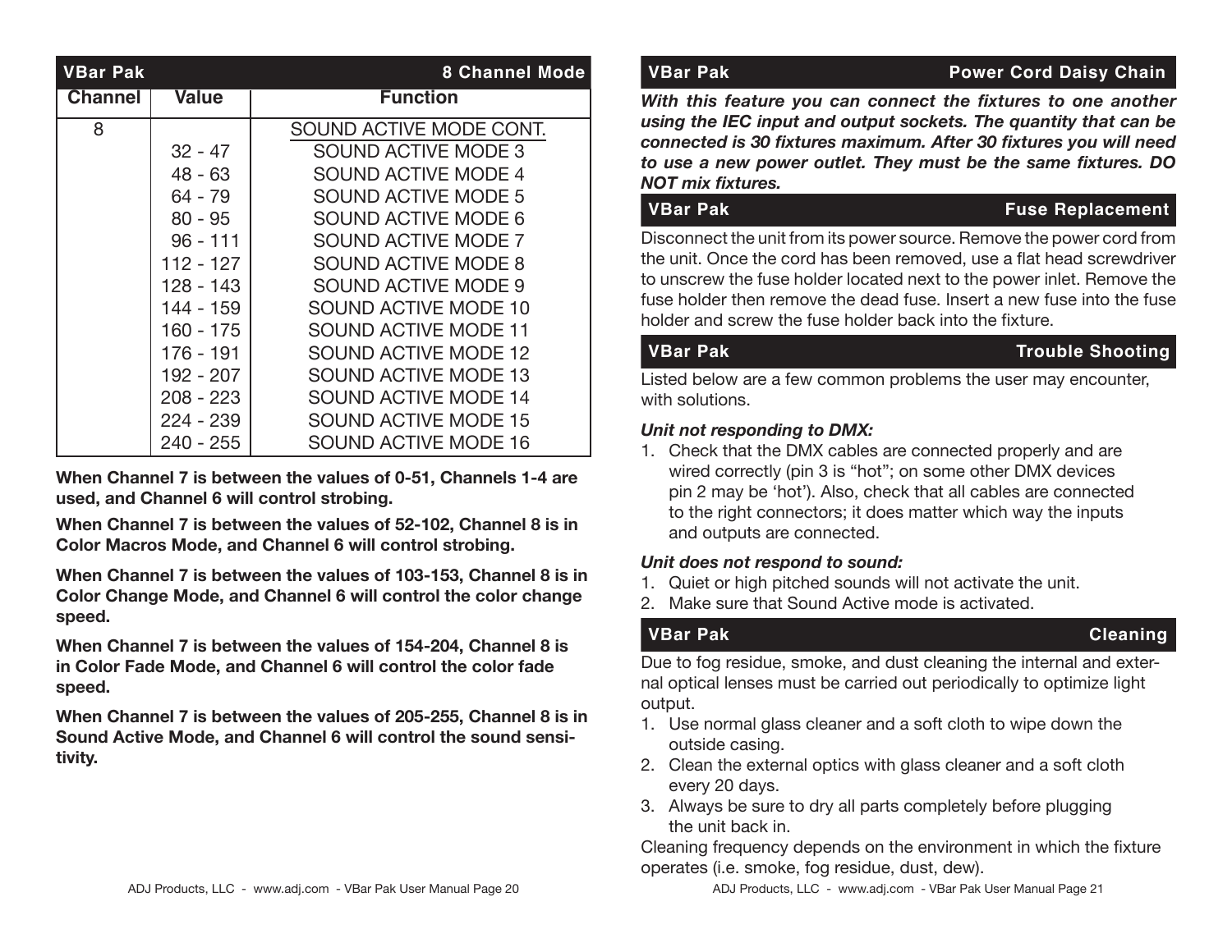## VBar Pak — 8 Channel Mode

| Channel | Value | Function |
|---|---|---|
| 8 | | SOUND ACTIVE MODE CONT. |
| | 32 - 47 | SOUND ACTIVE MODE 3 |
| | 48 - 63 | SOUND ACTIVE MODE 4 |
| | 64 - 79 | SOUND ACTIVE MODE 5 |
| | 80 - 95 | SOUND ACTIVE MODE 6 |
| | 96 - 111 | SOUND ACTIVE MODE 7 |
| | 112 - 127 | SOUND ACTIVE MODE 8 |
| | 128 - 143 | SOUND ACTIVE MODE 9 |
| | 144 - 159 | SOUND ACTIVE MODE 10 |
| | 160 - 175 | SOUND ACTIVE MODE 11 |
| | 176 - 191 | SOUND ACTIVE MODE 12 |
| | 192 - 207 | SOUND ACTIVE MODE 13 |
| | 208 - 223 | SOUND ACTIVE MODE 14 |
| | 224 - 239 | SOUND ACTIVE MODE 15 |
| | 240 - 255 | SOUND ACTIVE MODE 16 |

**When Channel 7 is between the values of 0-51, Channels 1-4 are used, and Channel 6 will control strobing.**

**When Channel 7 is between the values of 52-102, Channel 8 is in Color Macros Mode, and Channel 6 will control strobing.**

**When Channel 7 is between the values of 103-153, Channel 8 is in Color Change Mode, and Channel 6 will control the color change speed.**

**When Channel 7 is between the values of 154-204, Channel 8 is in Color Fade Mode, and Channel 6 will control the color fade speed.**

**When Channel 7 is between the values of 205-255, Channel 8 is in Sound Active Mode, and Channel 6 will control the sound sensitivity.**

## VBar Pak — Power Cord Daisy Chain

***With this feature you can connect the fixtures to one another using the IEC input and output sockets. The quantity that can be connected is 30 fixtures maximum. After 30 fixtures you will need to use a new power outlet. They must be the same fixtures. DO NOT mix fixtures.***

## VBar Pak — Fuse Replacement

Disconnect the unit from its power source. Remove the power cord from the unit. Once the cord has been removed, use a flat head screwdriver to unscrew the fuse holder located next to the power inlet. Remove the fuse holder then remove the dead fuse. Insert a new fuse into the fuse holder and screw the fuse holder back into the fixture.

## VBar Pak — Trouble Shooting

Listed below are a few common problems the user may encounter, with solutions.

***Unit not responding to DMX:***

1. Check that the DMX cables are connected properly and are wired correctly (pin 3 is “hot”; on some other DMX devices pin 2 may be ‘hot’). Also, check that all cables are connected to the right connectors; it does matter which way the inputs and outputs are connected.

***Unit does not respond to sound:***

1. Quiet or high pitched sounds will not activate the unit.
2. Make sure that Sound Active mode is activated.

## VBar Pak — Cleaning

Due to fog residue, smoke, and dust cleaning the internal and external optical lenses must be carried out periodically to optimize light output.

1. Use normal glass cleaner and a soft cloth to wipe down the outside casing.
2. Clean the external optics with glass cleaner and a soft cloth every 20 days.
3. Always be sure to dry all parts completely before plugging the unit back in.

Cleaning frequency depends on the environment in which the fixture operates (i.e. smoke, fog residue, dust, dew).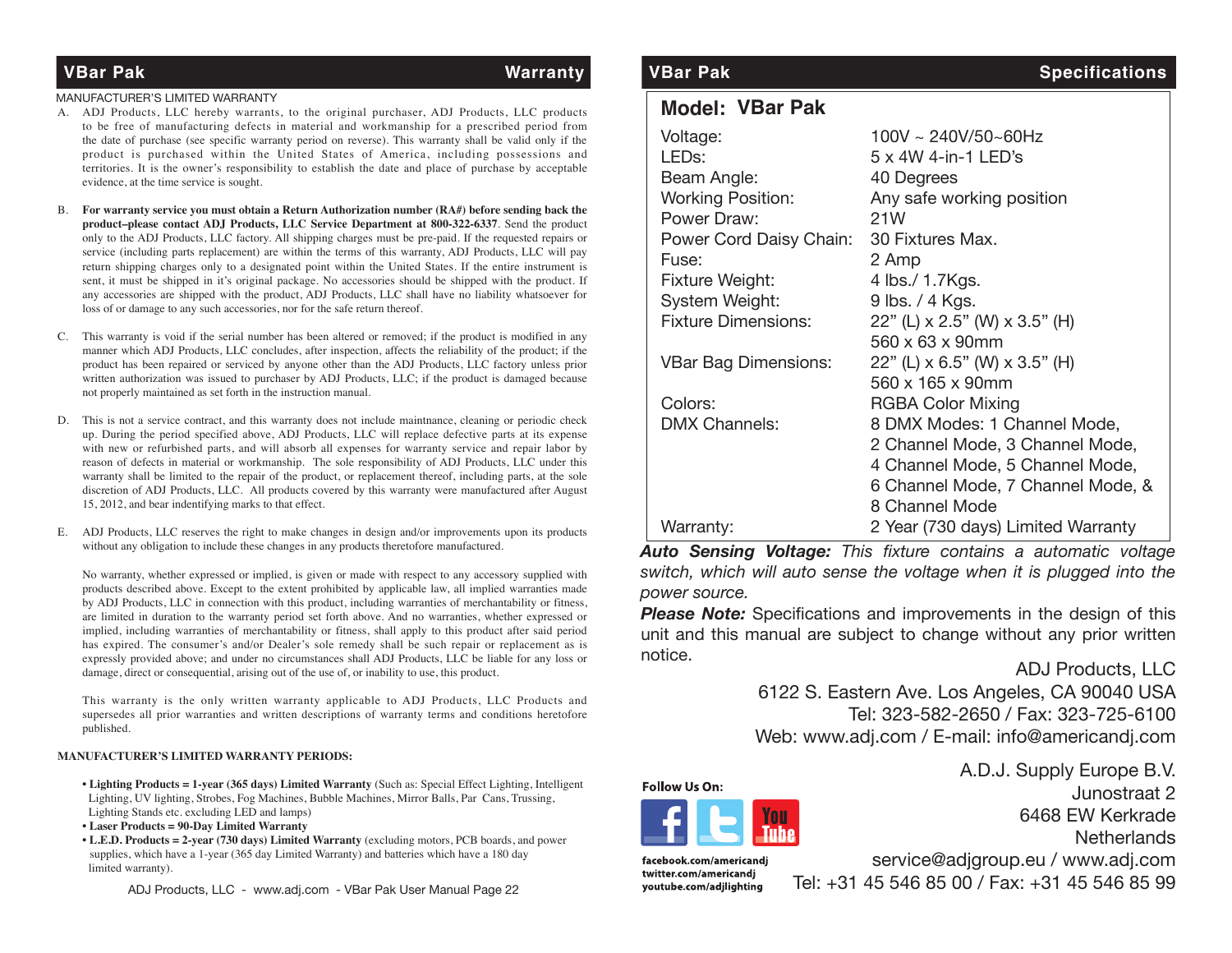## VBar Pak — Warranty

MANUFACTURER'S LIMITED WARRANTY

A. ADJ Products, LLC hereby warrants, to the original purchaser, ADJ Products, LLC products to be free of manufacturing defects in material and workmanship for a prescribed period from the date of purchase (see specific warranty period on reverse). This warranty shall be valid only if the product is purchased within the United States of America, including possessions and territories. It is the owner's responsibility to establish the date and place of purchase by acceptable evidence, at the time service is sought.

B. **For warranty service you must obtain a Return Authorization number (RA#) before sending back the product–please contact ADJ Products, LLC Service Department at 800-322-6337**. Send the product only to the ADJ Products, LLC factory. All shipping charges must be pre-paid. If the requested repairs or service (including parts replacement) are within the terms of this warranty, ADJ Products, LLC will pay return shipping charges only to a designated point within the United States. If the entire instrument is sent, it must be shipped in it's original package. No accessories should be shipped with the product. If any accessories are shipped with the product, ADJ Products, LLC shall have no liability whatsoever for loss of or damage to any such accessories, nor for the safe return thereof.

C. This warranty is void if the serial number has been altered or removed; if the product is modified in any manner which ADJ Products, LLC concludes, after inspection, affects the reliability of the product; if the product has been repaired or serviced by anyone other than the ADJ Products, LLC factory unless prior written authorization was issued to purchaser by ADJ Products, LLC; if the product is damaged because not properly maintained as set forth in the instruction manual.

D. This is not a service contract, and this warranty does not include maintnance, cleaning or periodic check up. During the period specified above, ADJ Products, LLC will replace defective parts at its expense with new or refurbished parts, and will absorb all expenses for warranty service and repair labor by reason of defects in material or workmanship. The sole responsibility of ADJ Products, LLC under this warranty shall be limited to the repair of the product, or replacement thereof, including parts, at the sole discretion of ADJ Products, LLC. All products covered by this warranty were manufactured after August 15, 2012, and bear indentifying marks to that effect.

E. ADJ Products, LLC reserves the right to make changes in design and/or improvements upon its products without any obligation to include these changes in any products theretofore manufactured.

No warranty, whether expressed or implied, is given or made with respect to any accessory supplied with products described above. Except to the extent prohibited by applicable law, all implied warranties made by ADJ Products, LLC in connection with this product, including warranties of merchantability or fitness, are limited in duration to the warranty period set forth above. And no warranties, whether expressed or implied, including warranties of merchantability or fitness, shall apply to this product after said period has expired. The consumer's and/or Dealer's sole remedy shall be such repair or replacement as is expressly provided above; and under no circumstances shall ADJ Products, LLC be liable for any loss or damage, direct or consequential, arising out of the use of, or inability to use, this product.

This warranty is the only written warranty applicable to ADJ Products, LLC Products and supersedes all prior warranties and written descriptions of warranty terms and conditions heretofore published.

**MANUFACTURER'S LIMITED WARRANTY PERIODS:**

- **Lighting Products = 1-year (365 days) Limited Warranty** (Such as: Special Effect Lighting, Intelligent Lighting, UV lighting, Strobes, Fog Machines, Bubble Machines, Mirror Balls, Par Cans, Trussing, Lighting Stands etc. excluding LED and lamps)
- **Laser Products = 90-Day Limited Warranty**
- **L.E.D. Products = 2-year (730 days) Limited Warranty** (excluding motors, PCB boards, and power supplies, which have a 1-year (365 day Limited Warranty) and batteries which have a 180 day limited warranty).

## VBar Pak — Specifications

### Model: VBar Pak

| | |
|---|---|
| Voltage: | 100V ~ 240V/50~60Hz |
| LEDs: | 5 x 4W 4-in-1 LED's |
| Beam Angle: | 40 Degrees |
| Working Position: | Any safe working position |
| Power Draw: | 21W |
| Power Cord Daisy Chain: | 30 Fixtures Max. |
| Fuse: | 2 Amp |
| Fixture Weight: | 4 lbs./ 1.7Kgs. |
| System Weight: | 9 lbs. / 4 Kgs. |
| Fixture Dimensions: | 22" (L) x 2.5" (W) x 3.5" (H) 560 x 63 x 90mm |
| VBar Bag Dimensions: | 22" (L) x 6.5" (W) x 3.5" (H) 560 x 165 x 90mm |
| Colors: | RGBA Color Mixing |
| DMX Channels: | 8 DMX Modes: 1 Channel Mode, 2 Channel Mode, 3 Channel Mode, 4 Channel Mode, 5 Channel Mode, 6 Channel Mode, 7 Channel Mode, & 8 Channel Mode |
| Warranty: | 2 Year (730 days) Limited Warranty |

***Auto Sensing Voltage:*** *This fixture contains a automatic voltage switch, which will auto sense the voltage when it is plugged into the power source.*

***Please Note:*** Specifications and improvements in the design of this unit and this manual are subject to change without any prior written notice.

ADJ Products, LLC
6122 S. Eastern Ave. Los Angeles, CA 90040 USA
Tel: 323-582-2650 / Fax: 323-725-6100
Web: www.adj.com / E-mail: info@americandj.com

A.D.J. Supply Europe B.V.
Junostraat 2
6468 EW Kerkrade
Netherlands
service@adjgroup.eu / www.adj.com
Tel: +31 45 546 85 00 / Fax: +31 45 546 85 99

**Follow Us On:**

facebook.com/americandj
twitter.com/americandj
youtube.com/adjlighting